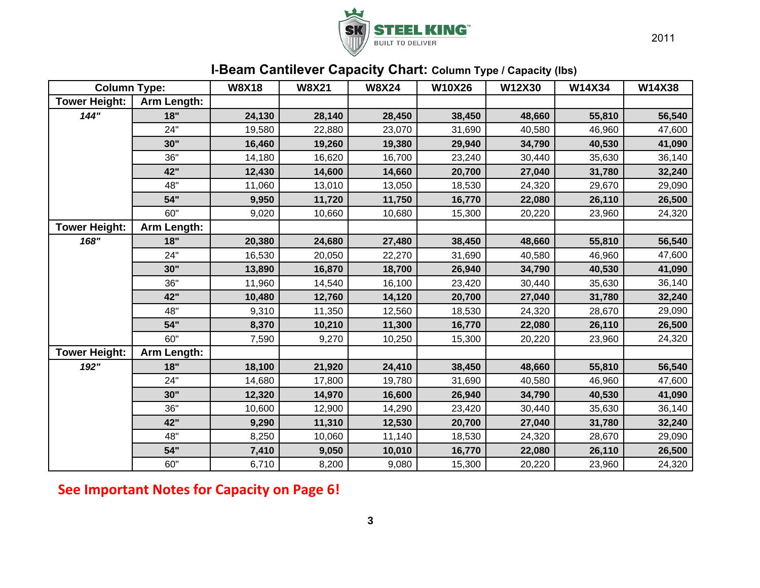STEEL KING

BUILT TO DELIVER

2011

## I-Beam Cantilever Capacity Chart: Column Type / Capacity (lbs)

| Column Type: | | W8X18 | W8X21 | W8X24 | W10X26 | W12X30 | W14X34 | W14X38 |
|---|---|---|---|---|---|---|---|---|
| **Tower Height:** | **Arm Length:** | | | | | | | |
| ***144"*** | **18"** | **24,130** | **28,140** | **28,450** | **38,450** | **48,660** | **55,810** | **56,540** |
| | 24" | 19,580 | 22,880 | 23,070 | 31,690 | 40,580 | 46,960 | 47,600 |
| | **30"** | **16,460** | **19,260** | **19,380** | **29,940** | **34,790** | **40,530** | **41,090** |
| | 36" | 14,180 | 16,620 | 16,700 | 23,240 | 30,440 | 35,630 | 36,140 |
| | **42"** | **12,430** | **14,600** | **14,660** | **20,700** | **27,040** | **31,780** | **32,240** |
| | 48" | 11,060 | 13,010 | 13,050 | 18,530 | 24,320 | 29,670 | 29,090 |
| | **54"** | **9,950** | **11,720** | **11,750** | **16,770** | **22,080** | **26,110** | **26,500** |
| | 60" | 9,020 | 10,660 | 10,680 | 15,300 | 20,220 | 23,960 | 24,320 |
| **Tower Height:** | **Arm Length:** | | | | | | | |
| ***168"*** | **18"** | **20,380** | **24,680** | **27,480** | **38,450** | **48,660** | **55,810** | **56,540** |
| | 24" | 16,530 | 20,050 | 22,270 | 31,690 | 40,580 | 46,960 | 47,600 |
| | **30"** | **13,890** | **16,870** | **18,700** | **26,940** | **34,790** | **40,530** | **41,090** |
| | 36" | 11,960 | 14,540 | 16,100 | 23,420 | 30,440 | 35,630 | 36,140 |
| | **42"** | **10,480** | **12,760** | **14,120** | **20,700** | **27,040** | **31,780** | **32,240** |
| | 48" | 9,310 | 11,350 | 12,560 | 18,530 | 24,320 | 28,670 | 29,090 |
| | **54"** | **8,370** | **10,210** | **11,300** | **16,770** | **22,080** | **26,110** | **26,500** |
| | 60" | 7,590 | 9,270 | 10,250 | 15,300 | 20,220 | 23,960 | 24,320 |
| **Tower Height:** | **Arm Length:** | | | | | | | |
| ***192"*** | **18"** | **18,100** | **21,920** | **24,410** | **38,450** | **48,660** | **55,810** | **56,540** |
| | 24" | 14,680 | 17,800 | 19,780 | 31,690 | 40,580 | 46,960 | 47,600 |
| | **30"** | **12,320** | **14,970** | **16,600** | **26,940** | **34,790** | **40,530** | **41,090** |
| | 36" | 10,600 | 12,900 | 14,290 | 23,420 | 30,440 | 35,630 | 36,140 |
| | **42"** | **9,290** | **11,310** | **12,530** | **20,700** | **27,040** | **31,780** | **32,240** |
| | 48" | 8,250 | 10,060 | 11,140 | 18,530 | 24,320 | 28,670 | 29,090 |
| | **54"** | **7,410** | **9,050** | **10,010** | **16,770** | **22,080** | **26,110** | **26,500** |
| | 60" | 6,710 | 8,200 | 9,080 | 15,300 | 20,220 | 23,960 | 24,320 |

**See Important Notes for Capacity on Page 6!**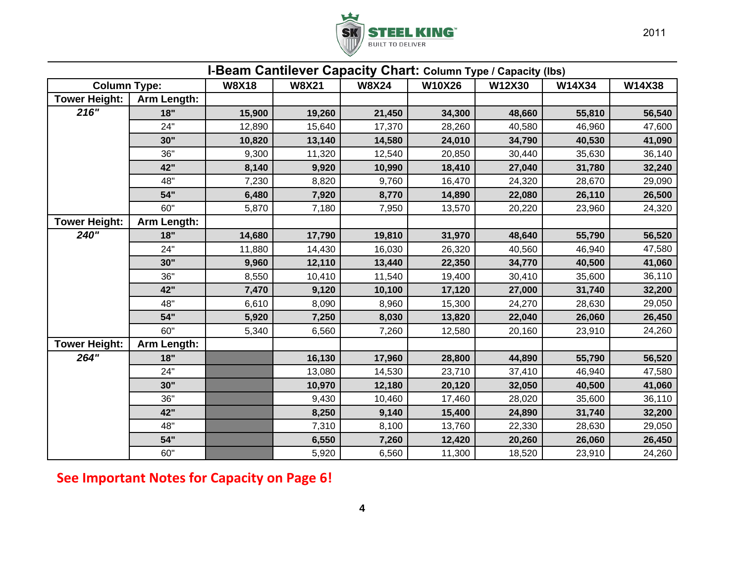## I-Beam Cantilever Capacity Chart: Column Type / Capacity (lbs)

| Column Type: | | W8X18 | W8X21 | W8X24 | W10X26 | W12X30 | W14X34 | W14X38 |
|---|---|---|---|---|---|---|---|---|
| **Tower Height:** | **Arm Length:** | | | | | | | |
| ***216"*** | **18"** | **15,900** | **19,260** | **21,450** | **34,300** | **48,660** | **55,810** | **56,540** |
| | 24" | 12,890 | 15,640 | 17,370 | 28,260 | 40,580 | 46,960 | 47,600 |
| | **30"** | **10,820** | **13,140** | **14,580** | **24,010** | **34,790** | **40,530** | **41,090** |
| | 36" | 9,300 | 11,320 | 12,540 | 20,850 | 30,440 | 35,630 | 36,140 |
| | **42"** | **8,140** | **9,920** | **10,990** | **18,410** | **27,040** | **31,780** | **32,240** |
| | 48" | 7,230 | 8,820 | 9,760 | 16,470 | 24,320 | 28,670 | 29,090 |
| | **54"** | **6,480** | **7,920** | **8,770** | **14,890** | **22,080** | **26,110** | **26,500** |
| | 60" | 5,870 | 7,180 | 7,950 | 13,570 | 20,220 | 23,960 | 24,320 |
| **Tower Height:** | **Arm Length:** | | | | | | | |
| ***240"*** | **18"** | **14,680** | **17,790** | **19,810** | **31,970** | **48,640** | **55,790** | **56,520** |
| | 24" | 11,880 | 14,430 | 16,030 | 26,320 | 40,560 | 46,940 | 47,580 |
| | **30"** | **9,960** | **12,110** | **13,440** | **22,350** | **34,770** | **40,500** | **41,060** |
| | 36" | 8,550 | 10,410 | 11,540 | 19,400 | 30,410 | 35,600 | 36,110 |
| | **42"** | **7,470** | **9,120** | **10,100** | **17,120** | **27,000** | **31,740** | **32,200** |
| | 48" | 6,610 | 8,090 | 8,960 | 15,300 | 24,270 | 28,630 | 29,050 |
| | **54"** | **5,920** | **7,250** | **8,030** | **13,820** | **22,040** | **26,060** | **26,450** |
| | 60" | 5,340 | 6,560 | 7,260 | 12,580 | 20,160 | 23,910 | 24,260 |
| **Tower Height:** | **Arm Length:** | | | | | | | |
| ***264"*** | **18"** | | **16,130** | **17,960** | **28,800** | **44,890** | **55,790** | **56,520** |
| | 24" | | 13,080 | 14,530 | 23,710 | 37,410 | 46,940 | 47,580 |
| | **30"** | | **10,970** | **12,180** | **20,120** | **32,050** | **40,500** | **41,060** |
| | 36" | | 9,430 | 10,460 | 17,460 | 28,020 | 35,600 | 36,110 |
| | **42"** | | **8,250** | **9,140** | **15,400** | **24,890** | **31,740** | **32,200** |
| | 48" | | 7,310 | 8,100 | 13,760 | 22,330 | 28,630 | 29,050 |
| | **54"** | | **6,550** | **7,260** | **12,420** | **20,260** | **26,060** | **26,450** |
| | 60" | | 5,920 | 6,560 | 11,300 | 18,520 | 23,910 | 24,260 |

**See Important Notes for Capacity on Page 6!**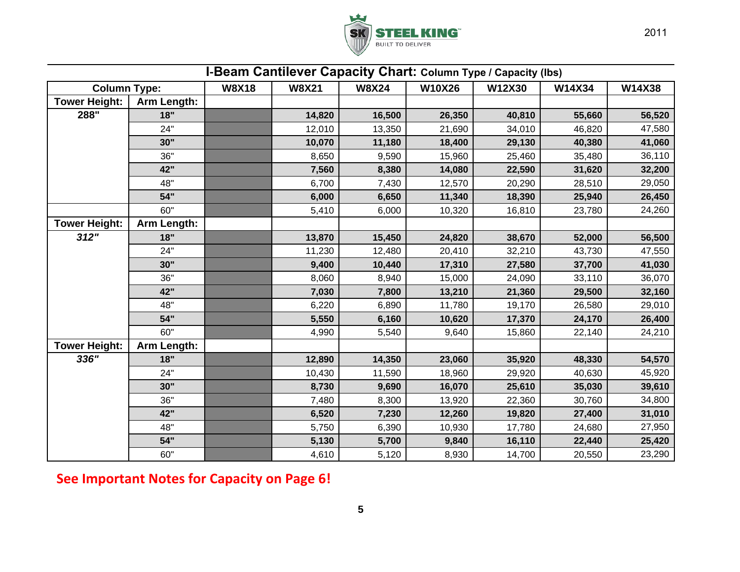## I-Beam Cantilever Capacity Chart: Column Type / Capacity (lbs)

| Column Type: | | W8X18 | W8X21 | W8X24 | W10X26 | W12X30 | W14X34 | W14X38 |
|---|---|---|---|---|---|---|---|---|
| **Tower Height:** | **Arm Length:** | | | | | | | |
| **288"** | **18"** | | **14,820** | **16,500** | **26,350** | **40,810** | **55,660** | **56,520** |
| | 24" | | 12,010 | 13,350 | 21,690 | 34,010 | 46,820 | 47,580 |
| | **30"** | | **10,070** | **11,180** | **18,400** | **29,130** | **40,380** | **41,060** |
| | 36" | | 8,650 | 9,590 | 15,960 | 25,460 | 35,480 | 36,110 |
| | **42"** | | **7,560** | **8,380** | **14,080** | **22,590** | **31,620** | **32,200** |
| | 48" | | 6,700 | 7,430 | 12,570 | 20,290 | 28,510 | 29,050 |
| | **54"** | | **6,000** | **6,650** | **11,340** | **18,390** | **25,940** | **26,450** |
| | 60" | | 5,410 | 6,000 | 10,320 | 16,810 | 23,780 | 24,260 |
| **Tower Height:** | **Arm Length:** | | | | | | | |
| ***312"*** | **18"** | | **13,870** | **15,450** | **24,820** | **38,670** | **52,000** | **56,500** |
| | 24" | | 11,230 | 12,480 | 20,410 | 32,210 | 43,730 | 47,550 |
| | **30"** | | **9,400** | **10,440** | **17,310** | **27,580** | **37,700** | **41,030** |
| | 36" | | 8,060 | 8,940 | 15,000 | 24,090 | 33,110 | 36,070 |
| | **42"** | | **7,030** | **7,800** | **13,210** | **21,360** | **29,500** | **32,160** |
| | 48" | | 6,220 | 6,890 | 11,780 | 19,170 | 26,580 | 29,010 |
| | **54"** | | **5,550** | **6,160** | **10,620** | **17,370** | **24,170** | **26,400** |
| | 60" | | 4,990 | 5,540 | 9,640 | 15,860 | 22,140 | 24,210 |
| **Tower Height:** | **Arm Length:** | | | | | | | |
| ***336"*** | **18"** | | **12,890** | **14,350** | **23,060** | **35,920** | **48,330** | **54,570** |
| | 24" | | 10,430 | 11,590 | 18,960 | 29,920 | 40,630 | 45,920 |
| | **30"** | | **8,730** | **9,690** | **16,070** | **25,610** | **35,030** | **39,610** |
| | 36" | | 7,480 | 8,300 | 13,920 | 22,360 | 30,760 | 34,800 |
| | **42"** | | **6,520** | **7,230** | **12,260** | **19,820** | **27,400** | **31,010** |
| | 48" | | 5,750 | 6,390 | 10,930 | 17,780 | 24,680 | 27,950 |
| | **54"** | | **5,130** | **5,700** | **9,840** | **16,110** | **22,440** | **25,420** |
| | 60" | | 4,610 | 5,120 | 8,930 | 14,700 | 20,550 | 23,290 |

**See Important Notes for Capacity on Page 6!**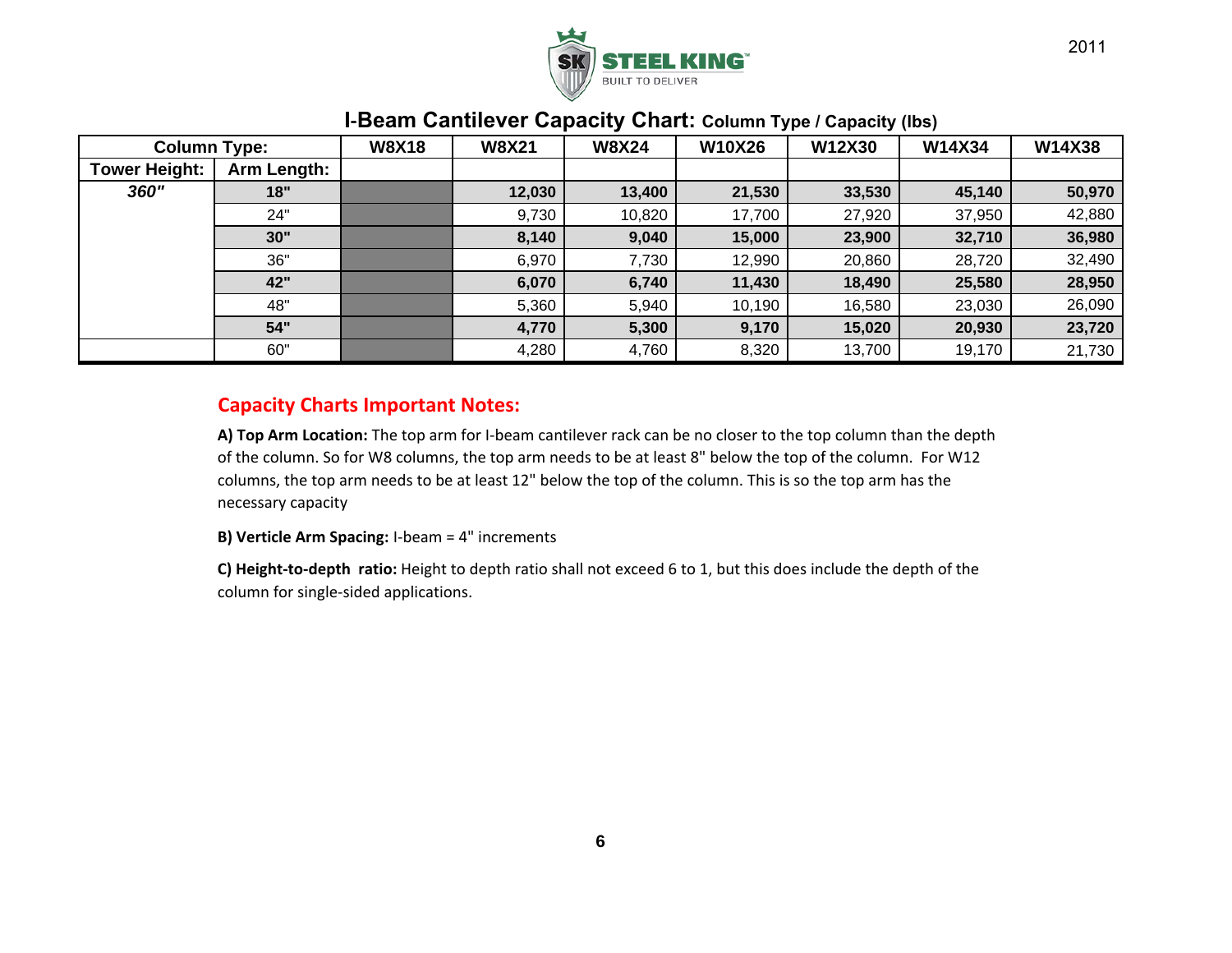# I-Beam Cantilever Capacity Chart: Column Type / Capacity (lbs)

| Column Type: | | W8X18 | W8X21 | W8X24 | W10X26 | W12X30 | W14X34 | W14X38 |
|---|---|---|---|---|---|---|---|---|
| **Tower Height:** | **Arm Length:** | | | | | | | |
| ***360"*** | **18"** | | **12,030** | **13,400** | **21,530** | **33,530** | **45,140** | **50,970** |
| | 24" | | 9,730 | 10,820 | 17,700 | 27,920 | 37,950 | 42,880 |
| | **30"** | | **8,140** | **9,040** | **15,000** | **23,900** | **32,710** | **36,980** |
| | 36" | | 6,970 | 7,730 | 12,990 | 20,860 | 28,720 | 32,490 |
| | **42"** | | **6,070** | **6,740** | **11,430** | **18,490** | **25,580** | **28,950** |
| | 48" | | 5,360 | 5,940 | 10,190 | 16,580 | 23,030 | 26,090 |
| | **54"** | | **4,770** | **5,300** | **9,170** | **15,020** | **20,930** | **23,720** |
| | 60" | | 4,280 | 4,760 | 8,320 | 13,700 | 19,170 | 21,730 |

## Capacity Charts Important Notes:

**A) Top Arm Location:** The top arm for I-beam cantilever rack can be no closer to the top column than the depth of the column. So for W8 columns, the top arm needs to be at least 8" below the top of the column. For W12 columns, the top arm needs to be at least 12" below the top of the column. This is so the top arm has the necessary capacity

**B) Verticle Arm Spacing:** I-beam = 4" increments

**C) Height-to-depth ratio:** Height to depth ratio shall not exceed 6 to 1, but this does include the depth of the column for single-sided applications.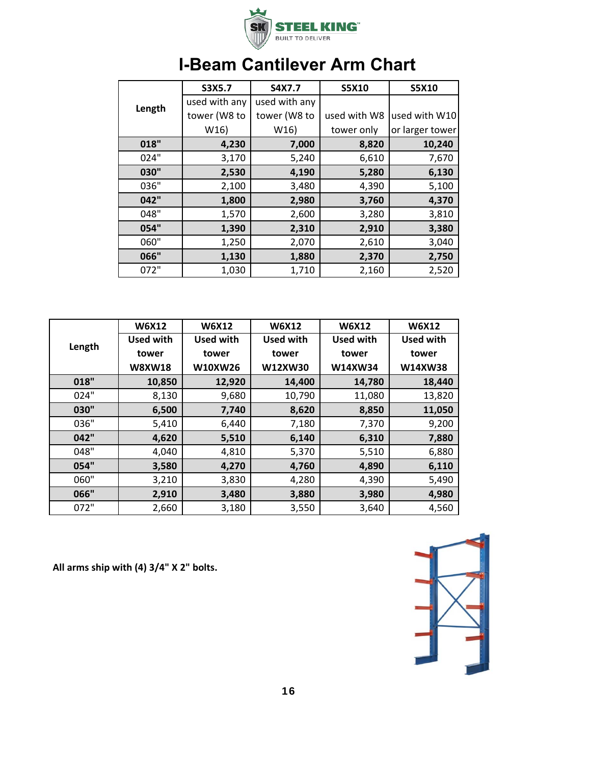# I-Beam Cantilever Arm Chart

| Length | S3X5.7 used with any tower (W8 to W16) | S4X7.7 used with any tower (W8 to W16) | S5X10 used with W8 tower only | S5X10 used with W10 or larger tower |
|---|---|---|---|---|
| **018"** | **4,230** | **7,000** | **8,820** | **10,240** |
| 024" | 3,170 | 5,240 | 6,610 | 7,670 |
| **030"** | **2,530** | **4,190** | **5,280** | **6,130** |
| 036" | 2,100 | 3,480 | 4,390 | 5,100 |
| **042"** | **1,800** | **2,980** | **3,760** | **4,370** |
| 048" | 1,570 | 2,600 | 3,280 | 3,810 |
| **054"** | **1,390** | **2,310** | **2,910** | **3,380** |
| 060" | 1,250 | 2,070 | 2,610 | 3,040 |
| **066"** | **1,130** | **1,880** | **2,370** | **2,750** |
| 072" | 1,030 | 1,710 | 2,160 | 2,520 |

| Length | W6X12 Used with tower W8XW18 | W6X12 Used with tower W10XW26 | W6X12 Used with tower W12XW30 | W6X12 Used with tower W14XW34 | W6X12 Used with tower W14XW38 |
|---|---|---|---|---|---|
| **018"** | **10,850** | **12,920** | **14,400** | **14,780** | **18,440** |
| 024" | 8,130 | 9,680 | 10,790 | 11,080 | 13,820 |
| **030"** | **6,500** | **7,740** | **8,620** | **8,850** | **11,050** |
| 036" | 5,410 | 6,440 | 7,180 | 7,370 | 9,200 |
| **042"** | **4,620** | **5,510** | **6,140** | **6,310** | **7,880** |
| 048" | 4,040 | 4,810 | 5,370 | 5,510 | 6,880 |
| **054"** | **3,580** | **4,270** | **4,760** | **4,890** | **6,110** |
| 060" | 3,210 | 3,830 | 4,280 | 4,390 | 5,490 |
| **066"** | **2,910** | **3,480** | **3,880** | **3,980** | **4,980** |
| 072" | 2,660 | 3,180 | 3,550 | 3,640 | 4,560 |

**All arms ship with (4) 3/4" X 2" bolts.**